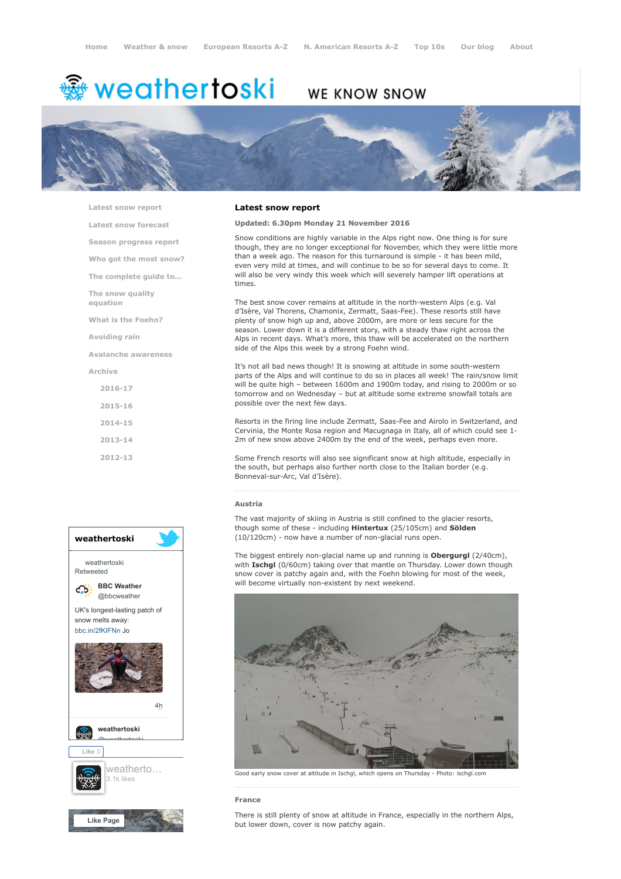Home | Weather & snow | European Resorts A-Z | N. American Resorts A-Z | Top 10s | Our blog | About

# weathertoski

WE KNOW SNOW

- Latest snow report
- Latest snow forecast
- Season progress report
- Who got the most snow?
- The complete guide to...
- The snow quality equation
- What is the Foehn?
- Avoiding rain
- Avalanche awareness
- Archive
  - 2016-17
  - 2015-16
  - 2014-15
  - 2013-14
  - 2012-13

## Latest snow report

**Updated: 6.30pm Monday 21 November 2016**

Snow conditions are highly variable in the Alps right now. One thing is for sure though, they are no longer exceptional for November, which they were little more than a week ago. The reason for this turnaround is simple - it has been mild, even very mild at times, and will continue to be so for several days to come. It will also be very windy this week which will severely hamper lift operations at times.

The best snow cover remains at altitude in the north-western Alps (e.g. Val d'Isère, Val Thorens, Chamonix, Zermatt, Saas-Fee). These resorts still have plenty of snow high up and, above 2000m, are more or less secure for the season. Lower down it is a different story, with a steady thaw right across the Alps in recent days. What's more, this thaw will be accelerated on the northern side of the Alps this week by a strong Foehn wind.

It's not all bad news though! It is snowing at altitude in some south-western parts of the Alps and will continue to do so in places all week! The rain/snow limit will be quite high – between 1600m and 1900m today, and rising to 2000m or so tomorrow and on Wednesday – but at altitude some extreme snowfall totals are possible over the next few days.

Resorts in the firing line include Zermatt, Saas-Fee and Airolo in Switzerland, and Cervinia, the Monte Rosa region and Macugnaga in Italy, all of which could see 1-2m of new snow above 2400m by the end of the week, perhaps even more.

Some French resorts will also see significant snow at high altitude, especially in the south, but perhaps also further north close to the Italian border (e.g. Bonneval-sur-Arc, Val d'Isère).

### Austria

The vast majority of skiing in Austria is still confined to the glacier resorts, though some of these - including **Hintertux** (25/105cm) and **Sölden** (10/120cm) - now have a number of non-glacial runs open.

The biggest entirely non-glacial name up and running is **Obergurgl** (2/40cm), with **Ischgl** (0/60cm) taking over that mantle on Thursday. Lower down though snow cover is patchy again and, with the Foehn blowing for most of the week, will become virtually non-existent by next weekend.

Good early snow cover at altitude in Ischgl, which opens on Thursday - Photo: ischgl.com

### France

There is still plenty of snow at altitude in France, especially in the northern Alps, but lower down, cover is now patchy again.

**weathertoski**

weathertoski Retweeted

BBC Weather @bbcweather

UK's longest-lasting patch of snow melts away: bbc.in/2fKIFNn Jo

4h

weathertoski @weathertoski

Like 0

weatherto… 3.1k likes

Like Page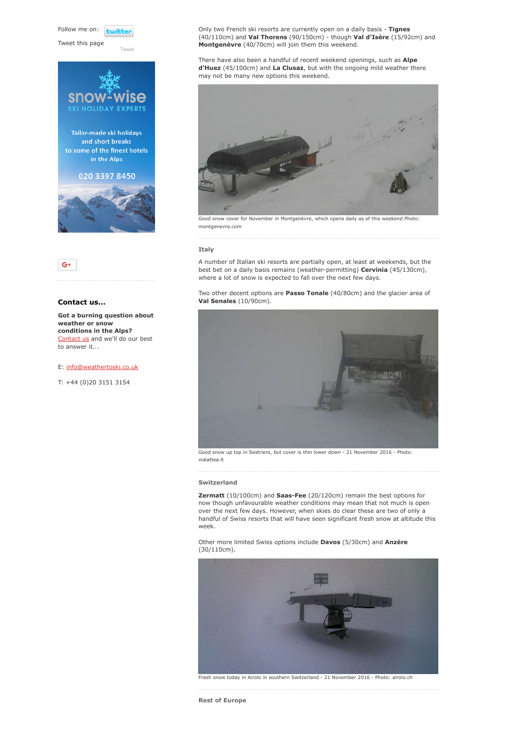Follow me on: twitter

Tweet this page

Tweet

snow-wise
SKI HOLIDAY EXPERTS

Tailor-made ski holidays and short breaks to some of the finest hotels in the Alps

020 3397 8450

G+

**Contact us...**

**Got a burning question about weather or snow conditions in the Alps?** Contact us and we'll do our best to answer it...

E: info@weathertoski.co.uk

T: +44 (0)20 3151 3154

Only two French ski resorts are currently open on a daily basis - **Tignes** (40/110cm) and **Val Thorens** (90/150cm) - though **Val d'Isère** (15/92cm) and **Montgenèvre** (40/70cm) will join them this weekend.

There have also been a handful of recent weekend openings, such as **Alpe d'Huez** (45/100cm) and **La Clusaz**, but with the ongoing mild weather there may not be many new options this weekend.

Good snow cover for November in Montgenèvre, which opens daily as of this weekend Photo: montgenevre.com

### Italy

A number of Italian ski resorts are partially open, at least at weekends, but the best bet on a daily basis remains (weather-permitting) **Cervinia** (45/130cm), where a lot of snow is expected to fall over the next few days.

Two other decent options are **Passo Tonale** (40/80cm) and the glacier area of **Val Senales** (10/90cm).

Good snow up top in Sestriere, but cover is thin lower down - 21 November 2016 - Photo: vialattea.it

### Switzerland

**Zermatt** (10/100cm) and **Saas-Fee** (20/120cm) remain the best options for now though unfavourable weather conditions may mean that not much is open over the next few days. However, when skies do clear these are two of only a handful of Swiss resorts that will have seen significant fresh snow at altitude this week.

Other more limited Swiss options include **Davos** (5/30cm) and **Anzère** (30/110cm).

Fresh snow today in Airolo in southern Switzerland - 21 November 2016 - Photo: airolo.ch

### Rest of Europe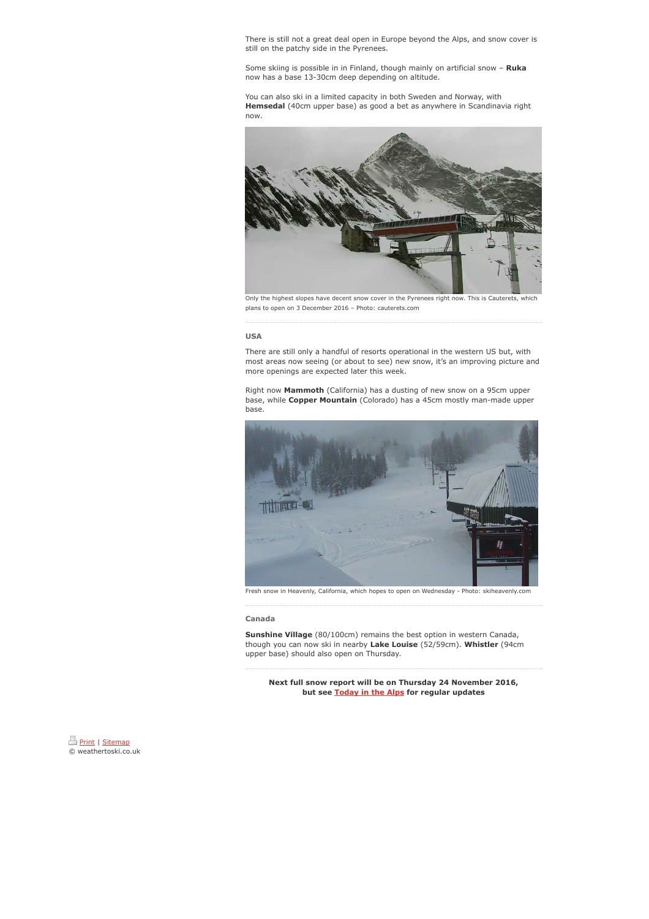There is still not a great deal open in Europe beyond the Alps, and snow cover is still on the patchy side in the Pyrenees.

Some skiing is possible in in Finland, though mainly on artificial snow – **Ruka** now has a base 13-30cm deep depending on altitude.

You can also ski in a limited capacity in both Sweden and Norway, with **Hemsedal** (40cm upper base) as good a bet as anywhere in Scandinavia right now.

Only the highest slopes have decent snow cover in the Pyrenees right now. This is Cauterets, which plans to open on 3 December 2016 – Photo: cauterets.com

### USA

There are still only a handful of resorts operational in the western US but, with most areas now seeing (or about to see) new snow, it's an improving picture and more openings are expected later this week.

Right now **Mammoth** (California) has a dusting of new snow on a 95cm upper base, while **Copper Mountain** (Colorado) has a 45cm mostly man-made upper base.

Fresh snow in Heavenly, California, which hopes to open on Wednesday - Photo: skiheavenly.com

### Canada

**Sunshine Village** (80/100cm) remains the best option in western Canada, though you can now ski in nearby **Lake Louise** (52/59cm). **Whistler** (94cm upper base) should also open on Thursday.

**Next full snow report will be on Thursday 24 November 2016, but see Today in the Alps for regular updates**

Print | Sitemap
© weathertoski.co.uk